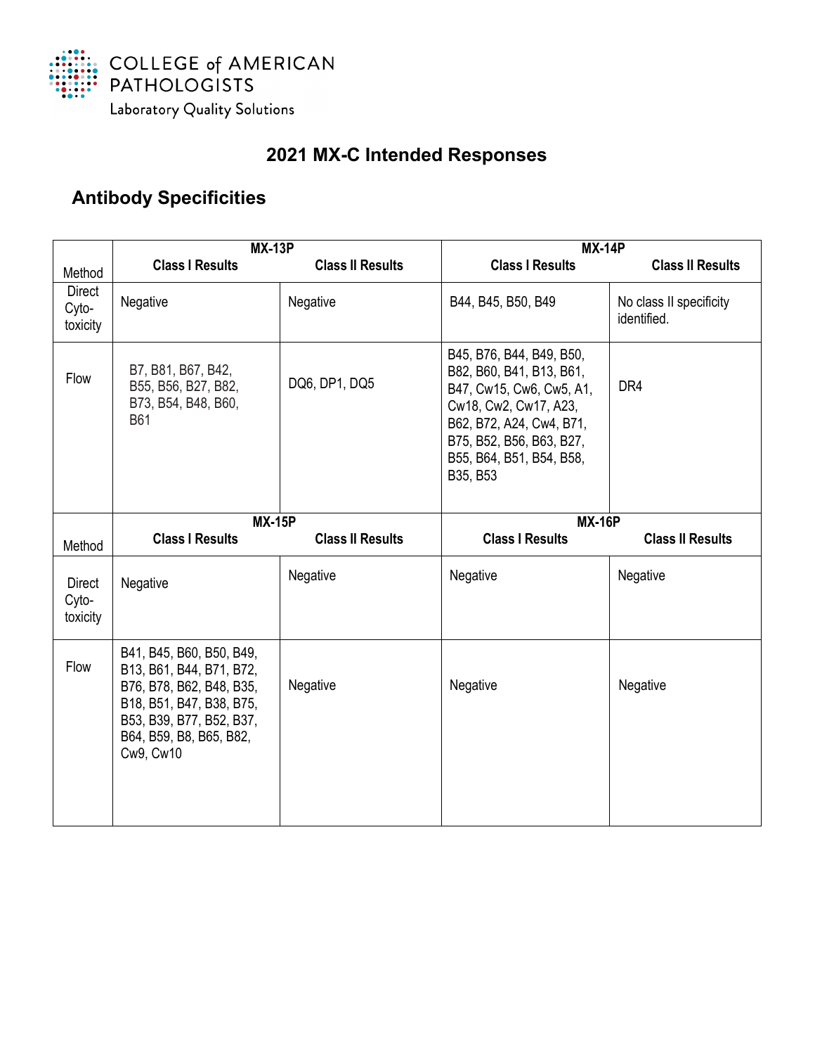COLLEGE of AMERICAN PATHOLOGISTS

Laboratory Quality Solutions

# 2021 MX-C Intended Responses

## Antibody Specificities

| Method | MX-13P | | MX-14P | |
|---|---|---|---|---|
| | Class I Results | Class II Results | Class I Results | Class II Results |
| Direct Cyto-toxicity | Negative | Negative | B44, B45, B50, B49 | No class II specificity identified. |
| Flow | B7, B81, B67, B42, B55, B56, B27, B82, B73, B54, B48, B60, B61 | DQ6, DP1, DQ5 | B45, B76, B44, B49, B50, B82, B60, B41, B13, B61, B47, Cw15, Cw6, Cw5, A1, Cw18, Cw2, Cw17, A23, B62, B72, A24, Cw4, B71, B75, B52, B56, B63, B27, B55, B64, B51, B54, B58, B35, B53 | DR4 |

| Method | MX-15P | | MX-16P | |
|---|---|---|---|---|
| | Class I Results | Class II Results | Class I Results | Class II Results |
| Direct Cyto-toxicity | Negative | Negative | Negative | Negative |
| Flow | B41, B45, B60, B50, B49, B13, B61, B44, B71, B72, B76, B78, B62, B48, B35, B18, B51, B47, B38, B75, B53, B39, B77, B52, B37, B64, B59, B8, B65, B82, Cw9, Cw10 | Negative | Negative | Negative |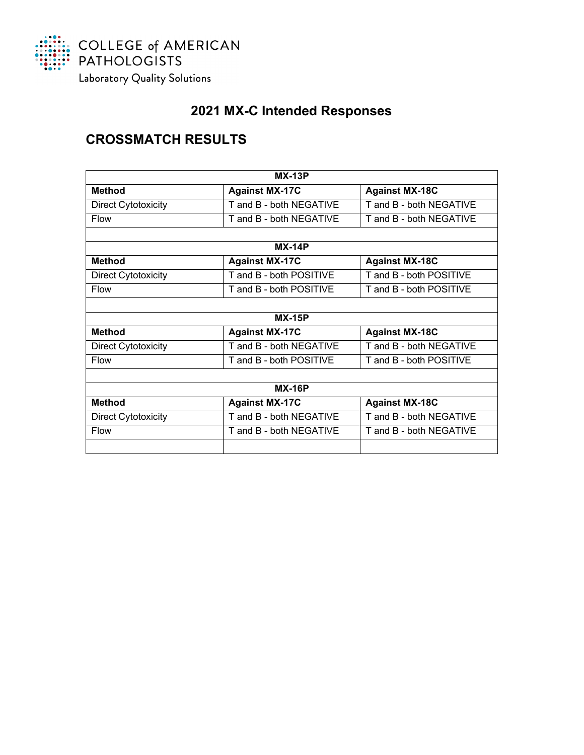COLLEGE of AMERICAN PATHOLOGISTS

Laboratory Quality Solutions

# 2021 MX-C Intended Responses

## CROSSMATCH RESULTS

| MX-13P | | |
|---|---|---|
| **Method** | **Against MX-17C** | **Against MX-18C** |
| Direct Cytotoxicity | T and B - both NEGATIVE | T and B - both NEGATIVE |
| Flow | T and B - both NEGATIVE | T and B - both NEGATIVE |
| | | |
| **MX-14P** | | |
| **Method** | **Against MX-17C** | **Against MX-18C** |
| Direct Cytotoxicity | T and B - both POSITIVE | T and B - both POSITIVE |
| Flow | T and B - both POSITIVE | T and B - both POSITIVE |
| | | |
| **MX-15P** | | |
| **Method** | **Against MX-17C** | **Against MX-18C** |
| Direct Cytotoxicity | T and B - both NEGATIVE | T and B - both NEGATIVE |
| Flow | T and B - both POSITIVE | T and B - both POSITIVE |
| | | |
| **MX-16P** | | |
| **Method** | **Against MX-17C** | **Against MX-18C** |
| Direct Cytotoxicity | T and B - both NEGATIVE | T and B - both NEGATIVE |
| Flow | T and B - both NEGATIVE | T and B - both NEGATIVE |
| | | |